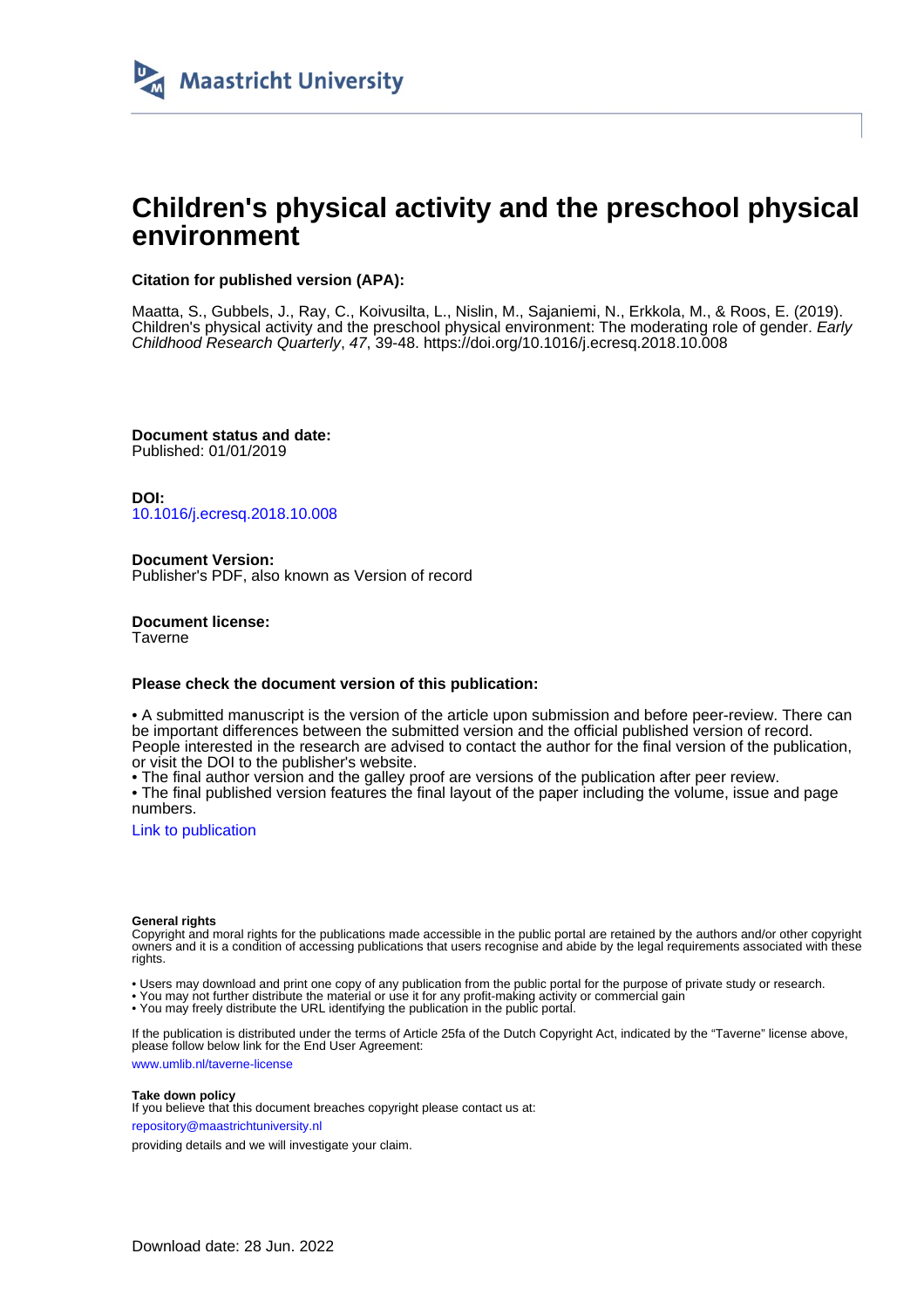Maastricht University

# Children's physical activity and the preschool physical environment

**Citation for published version (APA):**

Maatta, S., Gubbels, J., Ray, C., Koivusilta, L., Nislin, M., Sajaniemi, N., Erkkola, M., & Roos, E. (2019). Children's physical activity and the preschool physical environment: The moderating role of gender. *Early Childhood Research Quarterly*, *47*, 39-48. https://doi.org/10.1016/j.ecresq.2018.10.008

**Document status and date:**
Published: 01/01/2019

**DOI:**
10.1016/j.ecresq.2018.10.008

**Document Version:**
Publisher's PDF, also known as Version of record

**Document license:**
Taverne

**Please check the document version of this publication:**

• A submitted manuscript is the version of the article upon submission and before peer-review. There can be important differences between the submitted version and the official published version of record. People interested in the research are advised to contact the author for the final version of the publication, or visit the DOI to the publisher's website.
• The final author version and the galley proof are versions of the publication after peer review.
• The final published version features the final layout of the paper including the volume, issue and page numbers.

Link to publication

**General rights**
Copyright and moral rights for the publications made accessible in the public portal are retained by the authors and/or other copyright owners and it is a condition of accessing publications that users recognise and abide by the legal requirements associated with these rights.

• Users may download and print one copy of any publication from the public portal for the purpose of private study or research.
• You may not further distribute the material or use it for any profit-making activity or commercial gain
• You may freely distribute the URL identifying the publication in the public portal.

If the publication is distributed under the terms of Article 25fa of the Dutch Copyright Act, indicated by the "Taverne" license above, please follow below link for the End User Agreement:

www.umlib.nl/taverne-license

**Take down policy**
If you believe that this document breaches copyright please contact us at:

repository@maastrichtuniversity.nl

providing details and we will investigate your claim.

Download date: 28 Jun. 2022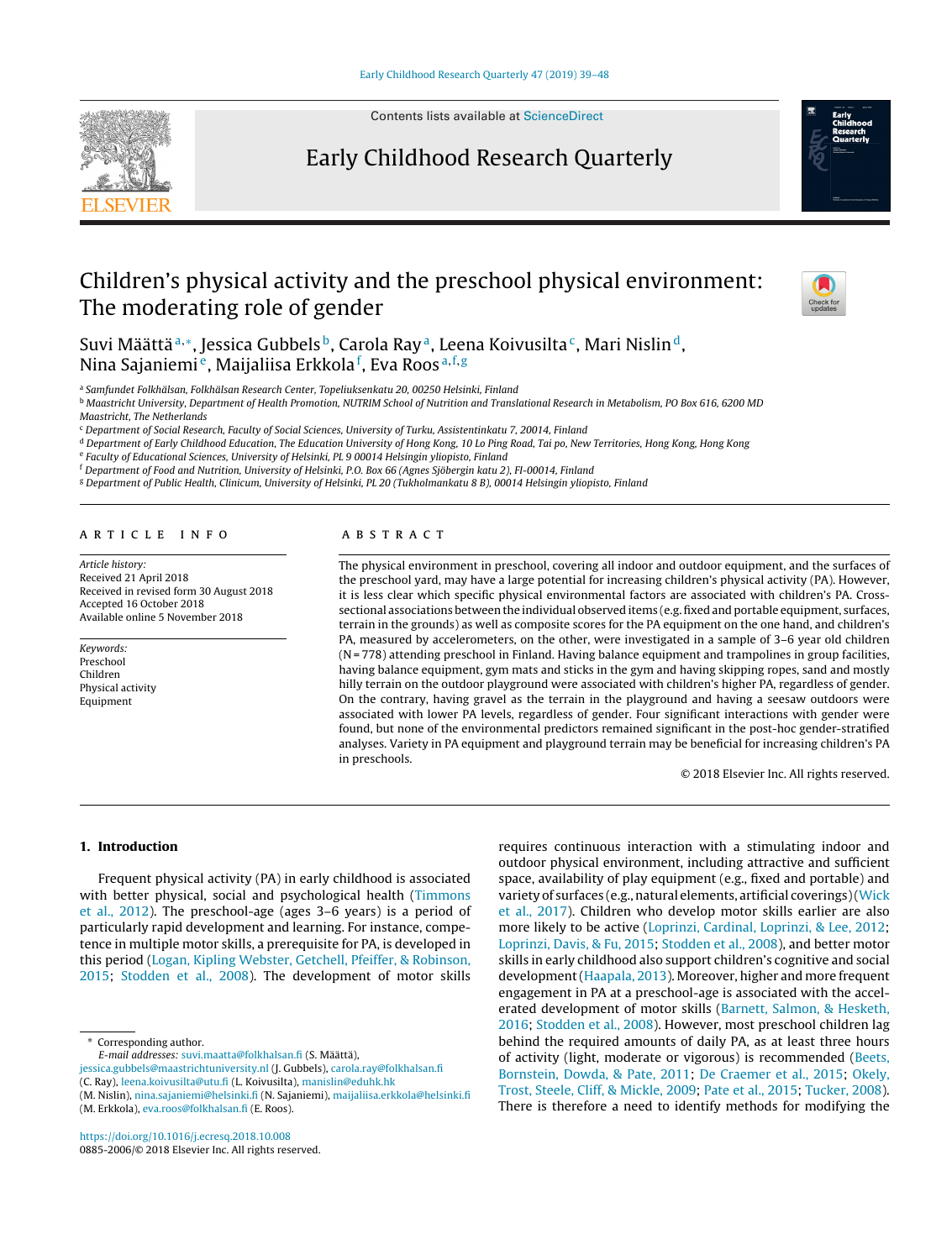# Children's physical activity and the preschool physical environment: The moderating role of gender

Suvi Määttä [a,*], Jessica Gubbels [b], Carola Ray [a], Leena Koivusilta [c], Mari Nislin [d], Nina Sajaniemi [e], Maijaliisa Erkkola [f], Eva Roos [a,f,g]

[a] Samfundet Folkhälsan, Folkhälsan Research Center, Topeliuksenkatu 20, 00250 Helsinki, Finland
[b] Maastricht University, Department of Health Promotion, NUTRIM School of Nutrition and Translational Research in Metabolism, PO Box 616, 6200 MD Maastricht, The Netherlands
[c] Department of Social Research, Faculty of Social Sciences, University of Turku, Assistentinkatu 7, 20014, Finland
[d] Department of Early Childhood Education, The Education University of Hong Kong, 10 Lo Ping Road, Tai po, New Territories, Hong Kong, Hong Kong
[e] Faculty of Educational Sciences, University of Helsinki, PL 9 00014 Helsingin yliopisto, Finland
[f] Department of Food and Nutrition, University of Helsinki, P.O. Box 66 (Agnes Sjöbergin katu 2), FI-00014, Finland
[g] Department of Public Health, Clinicum, University of Helsinki, PL 20 (Tukholmankatu 8 B), 00014 Helsingin yliopisto, Finland

## Article info

*Article history:*
Received 21 April 2018
Received in revised form 30 August 2018
Accepted 16 October 2018
Available online 5 November 2018

*Keywords:*
Preschool
Children
Physical activity
Equipment

## Abstract

The physical environment in preschool, covering all indoor and outdoor equipment, and the surfaces of the preschool yard, may have a large potential for increasing children's physical activity (PA). However, it is less clear which specific physical environmental factors are associated with children's PA. Cross-sectional associations between the individual observed items (e.g. fixed and portable equipment, surfaces, terrain in the grounds) as well as composite scores for the PA equipment on the one hand, and children's PA, measured by accelerometers, on the other, were investigated in a sample of 3–6 year old children (N = 778) attending preschool in Finland. Having balance equipment and trampolines in group facilities, having balance equipment, gym mats and sticks in the gym and having skipping ropes, sand and mostly hilly terrain on the outdoor playground were associated with children's higher PA, regardless of gender. On the contrary, having gravel as the terrain in the playground and having a seesaw outdoors were associated with lower PA levels, regardless of gender. Four significant interactions with gender were found, but none of the environmental predictors remained significant in the post-hoc gender-stratified analyses. Variety in PA equipment and playground terrain may be beneficial for increasing children's PA in preschools.

© 2018 Elsevier Inc. All rights reserved.

## 1. Introduction

Frequent physical activity (PA) in early childhood is associated with better physical, social and psychological health (Timmons et al., 2012). The preschool-age (ages 3–6 years) is a period of particularly rapid development and learning. For instance, competence in multiple motor skills, a prerequisite for PA, is developed in this period (Logan, Kipling Webster, Getchell, Pfeiffer, & Robinson, 2015; Stodden et al., 2008). The development of motor skills requires continuous interaction with a stimulating indoor and outdoor physical environment, including attractive and sufficient space, availability of play equipment (e.g., fixed and portable) and variety of surfaces (e.g., natural elements, artificial coverings) (Wick et al., 2017). Children who develop motor skills earlier are also more likely to be active (Loprinzi, Cardinal, Loprinzi, & Lee, 2012; Loprinzi, Davis, & Fu, 2015; Stodden et al., 2008), and better motor skills in early childhood also support children's cognitive and social development (Haapala, 2013). Moreover, higher and more frequent engagement in PA at a preschool-age is associated with the accelerated development of motor skills (Barnett, Salmon, & Hesketh, 2016; Stodden et al., 2008). However, most preschool children lag behind the required amounts of daily PA, as at least three hours of activity (light, moderate or vigorous) is recommended (Beets, Bornstein, Dowda, & Pate, 2011; De Craemer et al., 2015; Okely, Trost, Steele, Cliff, & Mickle, 2009; Pate et al., 2015; Tucker, 2008). There is therefore a need to identify methods for modifying the

\* Corresponding author.
*E-mail addresses:* suvi.maatta@folkhalsan.fi (S. Määttä), jessica.gubbels@maastrichtuniversity.nl (J. Gubbels), carola.ray@folkhalsan.fi (C. Ray), leena.koivusilta@utu.fi (L. Koivusilta), manislin@eduhk.hk (M. Nislin), nina.sajaniemi@helsinki.fi (N. Sajaniemi), maijaliisa.erkkola@helsinki.fi (M. Erkkola), eva.roos@folkhalsan.fi (E. Roos).

https://doi.org/10.1016/j.ecresq.2018.10.008
0885-2006/© 2018 Elsevier Inc. All rights reserved.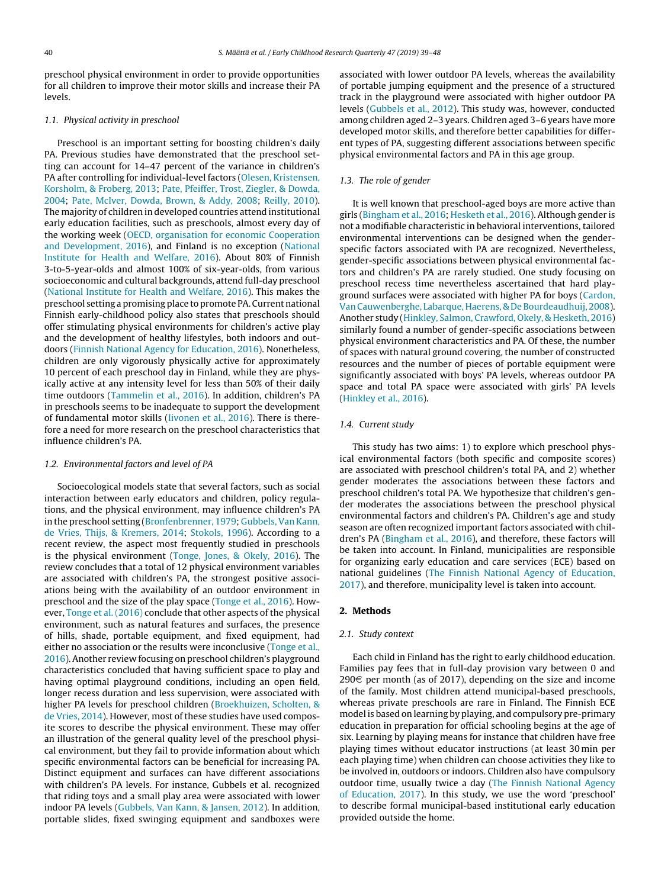preschool physical environment in order to provide opportunities for all children to improve their motor skills and increase their PA levels.

### 1.1. Physical activity in preschool

Preschool is an important setting for boosting children's daily PA. Previous studies have demonstrated that the preschool setting can account for 14–47 percent of the variance in children's PA after controlling for individual-level factors (Olesen, Kristensen, Korsholm, & Froberg, 2013; Pate, Pfeiffer, Trost, Ziegler, & Dowda, 2004; Pate, McIver, Dowda, Brown, & Addy, 2008; Reilly, 2010). The majority of children in developed countries attend institutional early education facilities, such as preschools, almost every day of the working week (OECD, organisation for economic Cooperation and Development, 2016), and Finland is no exception (National Institute for Health and Welfare, 2016). About 80% of Finnish 3-to-5-year-olds and almost 100% of six-year-olds, from various socioeconomic and cultural backgrounds, attend full-day preschool (National Institute for Health and Welfare, 2016). This makes the preschool setting a promising place to promote PA. Current national Finnish early-childhood policy also states that preschools should offer stimulating physical environments for children's active play and the development of healthy lifestyles, both indoors and outdoors (Finnish National Agency for Education, 2016). Nonetheless, children are only vigorously physically active for approximately 10 percent of each preschool day in Finland, while they are physically active at any intensity level for less than 50% of their daily time outdoors (Tammelin et al., 2016). In addition, children's PA in preschools seems to be inadequate to support the development of fundamental motor skills (Iivonen et al., 2016). There is therefore a need for more research on the preschool characteristics that influence children's PA.

### 1.2. Environmental factors and level of PA

Socioecological models state that several factors, such as social interaction between early educators and children, policy regulations, and the physical environment, may influence children's PA in the preschool setting (Bronfenbrenner, 1979; Gubbels, Van Kann, de Vries, Thijs, & Kremers, 2014; Stokols, 1996). According to a recent review, the aspect most frequently studied in preschools is the physical environment (Tonge, Jones, & Okely, 2016). The review concludes that a total of 12 physical environment variables are associated with children's PA, the strongest positive associations being with the availability of an outdoor environment in preschool and the size of the play space (Tonge et al., 2016). However, Tonge et al. (2016) conclude that other aspects of the physical environment, such as natural features and surfaces, the presence of hills, shade, portable equipment, and fixed equipment, had either no association or the results were inconclusive (Tonge et al., 2016). Another review focusing on preschool children's playground characteristics concluded that having sufficient space to play and having optimal playground conditions, including an open field, longer recess duration and less supervision, were associated with higher PA levels for preschool children (Broekhuizen, Scholten, & de Vries, 2014). However, most of these studies have used composite scores to describe the physical environment. These may offer an illustration of the general quality level of the preschool physical environment, but they fail to provide information about which specific environmental factors can be beneficial for increasing PA. Distinct equipment and surfaces can have different associations with children's PA levels. For instance, Gubbels et al. recognized that riding toys and a small play area were associated with lower indoor PA levels (Gubbels, Van Kann, & Jansen, 2012). In addition, portable slides, fixed swinging equipment and sandboxes were associated with lower outdoor PA levels, whereas the availability of portable jumping equipment and the presence of a structured track in the playground were associated with higher outdoor PA levels (Gubbels et al., 2012). This study was, however, conducted among children aged 2–3 years. Children aged 3–6 years have more developed motor skills, and therefore better capabilities for different types of PA, suggesting different associations between specific physical environmental factors and PA in this age group.

### 1.3. The role of gender

It is well known that preschool-aged boys are more active than girls (Bingham et al., 2016; Hesketh et al., 2016). Although gender is not a modifiable characteristic in behavioral interventions, tailored environmental interventions can be designed when the gender-specific factors associated with PA are recognized. Nevertheless, gender-specific associations between physical environmental factors and children's PA are rarely studied. One study focusing on preschool recess time nevertheless ascertained that hard playground surfaces were associated with higher PA for boys (Cardon, Van Cauwenberghe, Labarque, Haerens, & De Bourdeaudhuij, 2008). Another study (Hinkley, Salmon, Crawford, Okely, & Hesketh, 2016) similarly found a number of gender-specific associations between physical environment characteristics and PA. Of these, the number of spaces with natural ground covering, the number of constructed resources and the number of pieces of portable equipment were significantly associated with boys' PA levels, whereas outdoor PA space and total PA space were associated with girls' PA levels (Hinkley et al., 2016).

### 1.4. Current study

This study has two aims: 1) to explore which preschool physical environmental factors (both specific and composite scores) are associated with preschool children's total PA, and 2) whether gender moderates the associations between these factors and preschool children's total PA. We hypothesize that children's gender moderates the associations between the preschool physical environmental factors and children's PA. Children's age and study season are often recognized important factors associated with children's PA (Bingham et al., 2016), and therefore, these factors will be taken into account. In Finland, municipalities are responsible for organizing early education and care services (ECE) based on national guidelines (The Finnish National Agency of Education, 2017), and therefore, municipality level is taken into account.

## 2. Methods

### 2.1. Study context

Each child in Finland has the right to early childhood education. Families pay fees that in full-day provision vary between 0 and 290€ per month (as of 2017), depending on the size and income of the family. Most children attend municipal-based preschools, whereas private preschools are rare in Finland. The Finnish ECE model is based on learning by playing, and compulsory pre-primary education in preparation for official schooling begins at the age of six. Learning by playing means for instance that children have free playing times without educator instructions (at least 30 min per each playing time) when children can choose activities they like to be involved in, outdoors or indoors. Children also have compulsory outdoor time, usually twice a day (The Finnish National Agency of Education, 2017). In this study, we use the word 'preschool' to describe formal municipal-based institutional early education provided outside the home.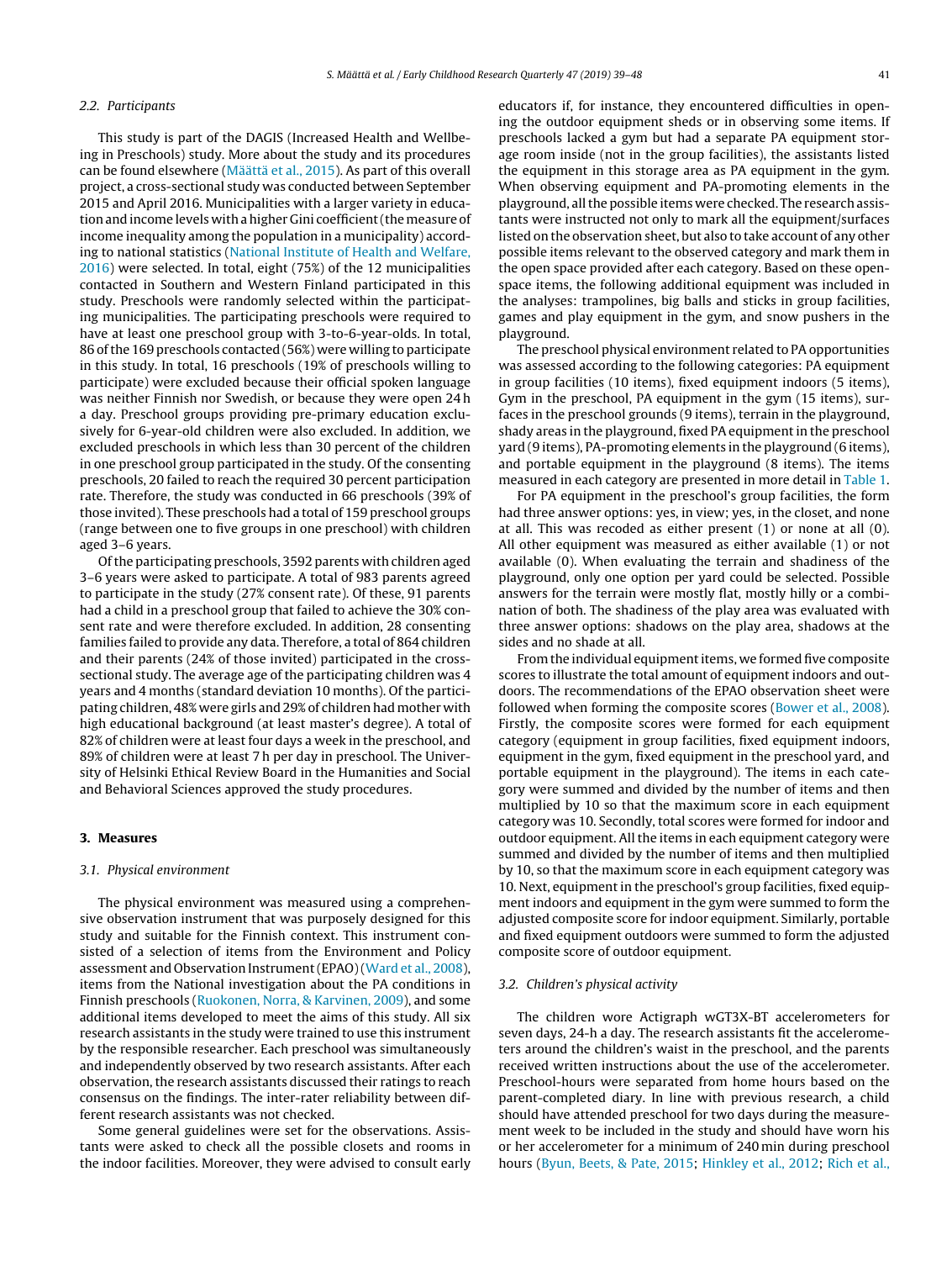### 2.2. Participants

This study is part of the DAGIS (Increased Health and Wellbeing in Preschools) study. More about the study and its procedures can be found elsewhere (Määttä et al., 2015). As part of this overall project, a cross-sectional study was conducted between September 2015 and April 2016. Municipalities with a larger variety in education and income levels with a higher Gini coefficient (the measure of income inequality among the population in a municipality) according to national statistics (National Institute of Health and Welfare, 2016) were selected. In total, eight (75%) of the 12 municipalities contacted in Southern and Western Finland participated in this study. Preschools were randomly selected within the participating municipalities. The participating preschools were required to have at least one preschool group with 3-to-6-year-olds. In total, 86 of the 169 preschools contacted (56%) were willing to participate in this study. In total, 16 preschools (19% of preschools willing to participate) were excluded because their official spoken language was neither Finnish nor Swedish, or because they were open 24 h a day. Preschool groups providing pre-primary education exclusively for 6-year-old children were also excluded. In addition, we excluded preschools in which less than 30 percent of the children in one preschool group participated in the study. Of the consenting preschools, 20 failed to reach the required 30 percent participation rate. Therefore, the study was conducted in 66 preschools (39% of those invited). These preschools had a total of 159 preschool groups (range between one to five groups in one preschool) with children aged 3–6 years.

Of the participating preschools, 3592 parents with children aged 3–6 years were asked to participate. A total of 983 parents agreed to participate in the study (27% consent rate). Of these, 91 parents had a child in a preschool group that failed to achieve the 30% consent rate and were therefore excluded. In addition, 28 consenting families failed to provide any data. Therefore, a total of 864 children and their parents (24% of those invited) participated in the cross-sectional study. The average age of the participating children was 4 years and 4 months (standard deviation 10 months). Of the participating children, 48% were girls and 29% of children had mother with high educational background (at least master's degree). A total of 82% of children were at least four days a week in the preschool, and 89% of children were at least 7 h per day in preschool. The University of Helsinki Ethical Review Board in the Humanities and Social and Behavioral Sciences approved the study procedures.

## 3. Measures

### 3.1. Physical environment

The physical environment was measured using a comprehensive observation instrument that was purposely designed for this study and suitable for the Finnish context. This instrument consisted of a selection of items from the Environment and Policy assessment and Observation Instrument (EPAO) (Ward et al., 2008), items from the National investigation about the PA conditions in Finnish preschools (Ruokonen, Norra, & Karvinen, 2009), and some additional items developed to meet the aims of this study. All six research assistants in the study were trained to use this instrument by the responsible researcher. Each preschool was simultaneously and independently observed by two research assistants. After each observation, the research assistants discussed their ratings to reach consensus on the findings. The inter-rater reliability between different research assistants was not checked.

Some general guidelines were set for the observations. Assistants were asked to check all the possible closets and rooms in the indoor facilities. Moreover, they were advised to consult early educators if, for instance, they encountered difficulties in opening the outdoor equipment sheds or in observing some items. If preschools lacked a gym but had a separate PA equipment storage room inside (not in the group facilities), the assistants listed the equipment in this storage area as PA equipment in the gym. When observing equipment and PA-promoting elements in the playground, all the possible items were checked. The research assistants were instructed not only to mark all the equipment/surfaces listed on the observation sheet, but also to take account of any other possible items relevant to the observed category and mark them in the open space provided after each category. Based on these open-space items, the following additional equipment was included in the analyses: trampolines, big balls and sticks in group facilities, games and play equipment in the gym, and snow pushers in the playground.

The preschool physical environment related to PA opportunities was assessed according to the following categories: PA equipment in group facilities (10 items), fixed equipment indoors (5 items), Gym in the preschool, PA equipment in the gym (15 items), surfaces in the preschool grounds (9 items), terrain in the playground, shady areas in the playground, fixed PA equipment in the preschool yard (9 items), PA-promoting elements in the playground (6 items), and portable equipment in the playground (8 items). The items measured in each category are presented in more detail in Table 1.

For PA equipment in the preschool's group facilities, the form had three answer options: yes, in view; yes, in the closet, and none at all. This was recoded as either present (1) or none at all (0). All other equipment was measured as either available (1) or not available (0). When evaluating the terrain and shadiness of the playground, only one option per yard could be selected. Possible answers for the terrain were mostly flat, mostly hilly or a combination of both. The shadiness of the play area was evaluated with three answer options: shadows on the play area, shadows at the sides and no shade at all.

From the individual equipment items, we formed five composite scores to illustrate the total amount of equipment indoors and outdoors. The recommendations of the EPAO observation sheet were followed when forming the composite scores (Bower et al., 2008). Firstly, the composite scores were formed for each equipment category (equipment in group facilities, fixed equipment indoors, equipment in the gym, fixed equipment in the preschool yard, and portable equipment in the playground). The items in each category were summed and divided by the number of items and then multiplied by 10 so that the maximum score in each equipment category was 10. Secondly, total scores were formed for indoor and outdoor equipment. All the items in each equipment category were summed and divided by the number of items and then multiplied by 10, so that the maximum score in each equipment category was 10. Next, equipment in the preschool's group facilities, fixed equipment indoors and equipment in the gym were summed to form the adjusted composite score for indoor equipment. Similarly, portable and fixed equipment outdoors were summed to form the adjusted composite score of outdoor equipment.

### 3.2. Children's physical activity

The children wore Actigraph wGT3X-BT accelerometers for seven days, 24-h a day. The research assistants fit the accelerometers around the children's waist in the preschool, and the parents received written instructions about the use of the accelerometer. Preschool-hours were separated from home hours based on the parent-completed diary. In line with previous research, a child should have attended preschool for two days during the measurement week to be included in the study and should have worn his or her accelerometer for a minimum of 240 min during preschool hours (Byun, Beets, & Pate, 2015; Hinkley et al., 2012; Rich et al.,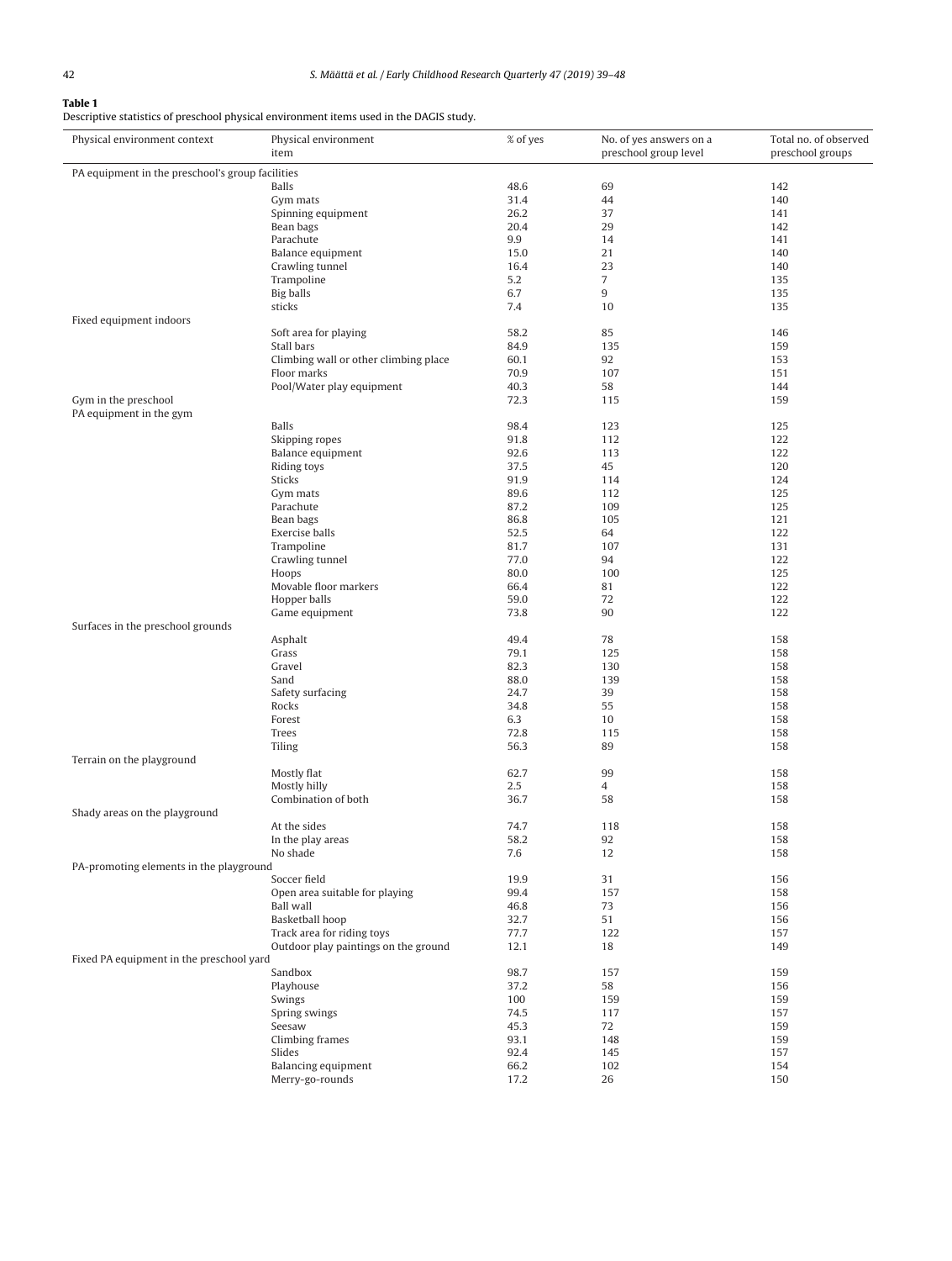**Table 1**
Descriptive statistics of preschool physical environment items used in the DAGIS study.

| Physical environment context | Physical environment item | % of yes | No. of yes answers on a preschool group level | Total no. of observed preschool groups |
|---|---|---|---|---|
| PA equipment in the preschool's group facilities | | | | |
| | Balls | 48.6 | 69 | 142 |
| | Gym mats | 31.4 | 44 | 140 |
| | Spinning equipment | 26.2 | 37 | 141 |
| | Bean bags | 20.4 | 29 | 142 |
| | Parachute | 9.9 | 14 | 141 |
| | Balance equipment | 15.0 | 21 | 140 |
| | Crawling tunnel | 16.4 | 23 | 140 |
| | Trampoline | 5.2 | 7 | 135 |
| | Big balls | 6.7 | 9 | 135 |
| | sticks | 7.4 | 10 | 135 |
| Fixed equipment indoors | | | | |
| | Soft area for playing | 58.2 | 85 | 146 |
| | Stall bars | 84.9 | 135 | 159 |
| | Climbing wall or other climbing place | 60.1 | 92 | 153 |
| | Floor marks | 70.9 | 107 | 151 |
| | Pool/Water play equipment | 40.3 | 58 | 144 |
| Gym in the preschool | | 72.3 | 115 | 159 |
| PA equipment in the gym | | | | |
| | Balls | 98.4 | 123 | 125 |
| | Skipping ropes | 91.8 | 112 | 122 |
| | Balance equipment | 92.6 | 113 | 122 |
| | Riding toys | 37.5 | 45 | 120 |
| | Sticks | 91.9 | 114 | 124 |
| | Gym mats | 89.6 | 112 | 125 |
| | Parachute | 87.2 | 109 | 125 |
| | Bean bags | 86.8 | 105 | 121 |
| | Exercise balls | 52.5 | 64 | 122 |
| | Trampoline | 81.7 | 107 | 131 |
| | Crawling tunnel | 77.0 | 94 | 122 |
| | Hoops | 80.0 | 100 | 125 |
| | Movable floor markers | 66.4 | 81 | 122 |
| | Hopper balls | 59.0 | 72 | 122 |
| | Game equipment | 73.8 | 90 | 122 |
| Surfaces in the preschool grounds | | | | |
| | Asphalt | 49.4 | 78 | 158 |
| | Grass | 79.1 | 125 | 158 |
| | Gravel | 82.3 | 130 | 158 |
| | Sand | 88.0 | 139 | 158 |
| | Safety surfacing | 24.7 | 39 | 158 |
| | Rocks | 34.8 | 55 | 158 |
| | Forest | 6.3 | 10 | 158 |
| | Trees | 72.8 | 115 | 158 |
| | Tiling | 56.3 | 89 | 158 |
| Terrain on the playground | | | | |
| | Mostly flat | 62.7 | 99 | 158 |
| | Mostly hilly | 2.5 | 4 | 158 |
| | Combination of both | 36.7 | 58 | 158 |
| Shady areas on the playground | | | | |
| | At the sides | 74.7 | 118 | 158 |
| | In the play areas | 58.2 | 92 | 158 |
| | No shade | 7.6 | 12 | 158 |
| PA-promoting elements in the playground | | | | |
| | Soccer field | 19.9 | 31 | 156 |
| | Open area suitable for playing | 99.4 | 157 | 158 |
| | Ball wall | 46.8 | 73 | 156 |
| | Basketball hoop | 32.7 | 51 | 156 |
| | Track area for riding toys | 77.7 | 122 | 157 |
| | Outdoor play paintings on the ground | 12.1 | 18 | 149 |
| Fixed PA equipment in the preschool yard | | | | |
| | Sandbox | 98.7 | 157 | 159 |
| | Playhouse | 37.2 | 58 | 156 |
| | Swings | 100 | 159 | 159 |
| | Spring swings | 74.5 | 117 | 157 |
| | Seesaw | 45.3 | 72 | 159 |
| | Climbing frames | 93.1 | 148 | 159 |
| | Slides | 92.4 | 145 | 157 |
| | Balancing equipment | 66.2 | 102 | 154 |
| | Merry-go-rounds | 17.2 | 26 | 150 |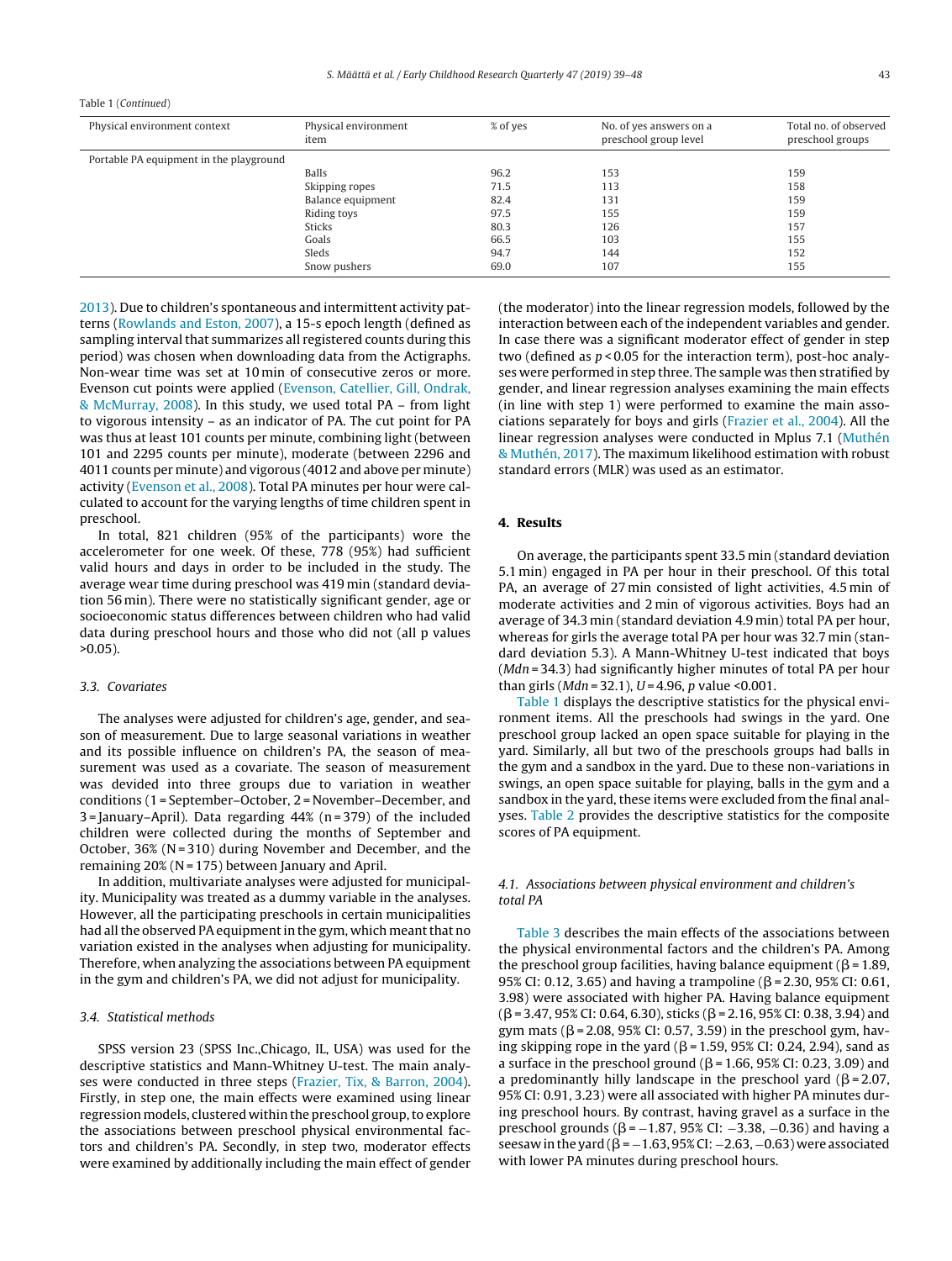Table 1 (*Continued*)

| Physical environment context | Physical environment item | % of yes | No. of yes answers on a preschool group level | Total no. of observed preschool groups |
|---|---|---|---|---|
| Portable PA equipment in the playground | | | | |
| | Balls | 96.2 | 153 | 159 |
| | Skipping ropes | 71.5 | 113 | 158 |
| | Balance equipment | 82.4 | 131 | 159 |
| | Riding toys | 97.5 | 155 | 159 |
| | Sticks | 80.3 | 126 | 157 |
| | Goals | 66.5 | 103 | 155 |
| | Sleds | 94.7 | 144 | 152 |
| | Snow pushers | 69.0 | 107 | 155 |

2013). Due to children's spontaneous and intermittent activity patterns (Rowlands and Eston, 2007), a 15-s epoch length (defined as sampling interval that summarizes all registered counts during this period) was chosen when downloading data from the Actigraphs. Non-wear time was set at 10 min of consecutive zeros or more. Evenson cut points were applied (Evenson, Catellier, Gill, Ondrak, & McMurray, 2008). In this study, we used total PA – from light to vigorous intensity – as an indicator of PA. The cut point for PA was thus at least 101 counts per minute, combining light (between 101 and 2295 counts per minute), moderate (between 2296 and 4011 counts per minute) and vigorous (4012 and above per minute) activity (Evenson et al., 2008). Total PA minutes per hour were calculated to account for the varying lengths of time children spent in preschool.

In total, 821 children (95% of the participants) wore the accelerometer for one week. Of these, 778 (95%) had sufficient valid hours and days in order to be included in the study. The average wear time during preschool was 419 min (standard deviation 56 min). There were no statistically significant gender, age or socioeconomic status differences between children who had valid data during preschool hours and those who did not (all p values >0.05).

### 3.3. Covariates

The analyses were adjusted for children's age, gender, and season of measurement. Due to large seasonal variations in weather and its possible influence on children's PA, the season of measurement was used as a covariate. The season of measurement was devided into three groups due to variation in weather conditions (1 = September–October, 2 = November–December, and 3 = January–April). Data regarding 44% (n = 379) of the included children were collected during the months of September and October, 36% (N = 310) during November and December, and the remaining 20% (N = 175) between January and April.

In addition, multivariate analyses were adjusted for municipality. Municipality was treated as a dummy variable in the analyses. However, all the participating preschools in certain municipalities had all the observed PA equipment in the gym, which meant that no variation existed in the analyses when adjusting for municipality. Therefore, when analyzing the associations between PA equipment in the gym and children's PA, we did not adjust for municipality.

### 3.4. Statistical methods

SPSS version 23 (SPSS Inc.,Chicago, IL, USA) was used for the descriptive statistics and Mann-Whitney U-test. The main analyses were conducted in three steps (Frazier, Tix, & Barron, 2004). Firstly, in step one, the main effects were examined using linear regression models, clustered within the preschool group, to explore the associations between preschool physical environmental factors and children's PA. Secondly, in step two, moderator effects were examined by additionally including the main effect of gender (the moderator) into the linear regression models, followed by the interaction between each of the independent variables and gender. In case there was a significant moderator effect of gender in step two (defined as $p < 0.05$ for the interaction term), post-hoc analyses were performed in step three. The sample was then stratified by gender, and linear regression analyses examining the main effects (in line with step 1) were performed to examine the main associations separately for boys and girls (Frazier et al., 2004). All the linear regression analyses were conducted in Mplus 7.1 (Muthén & Muthén, 2017). The maximum likelihood estimation with robust standard errors (MLR) was used as an estimator.

## 4. Results

On average, the participants spent 33.5 min (standard deviation 5.1 min) engaged in PA per hour in their preschool. Of this total PA, an average of 27 min consisted of light activities, 4.5 min of moderate activities and 2 min of vigorous activities. Boys had an average of 34.3 min (standard deviation 4.9 min) total PA per hour, whereas for girls the average total PA per hour was 32.7 min (standard deviation 5.3). A Mann-Whitney U-test indicated that boys (*Mdn* = 34.3) had significantly higher minutes of total PA per hour than girls (*Mdn* = 32.1), $U = 4.96$, *p* value <0.001.

Table 1 displays the descriptive statistics for the physical environment items. All the preschools had swings in the yard. One preschool group lacked an open space suitable for playing in the yard. Similarly, all but two of the preschools groups had balls in the gym and a sandbox in the yard. Due to these non-variations in swings, an open space suitable for playing, balls in the gym and a sandbox in the yard, these items were excluded from the final analyses. Table 2 provides the descriptive statistics for the composite scores of PA equipment.

### 4.1. Associations between physical environment and children's total PA

Table 3 describes the main effects of the associations between the physical environmental factors and the children's PA. Among the preschool group facilities, having balance equipment ($\beta = 1.89$, 95% CI: 0.12, 3.65) and having a trampoline ($\beta = 2.30$, 95% CI: 0.61, 3.98) were associated with higher PA. Having balance equipment ($\beta = 3.47$, 95% CI: 0.64, 6.30), sticks ($\beta = 2.16$, 95% CI: 0.38, 3.94) and gym mats ($\beta = 2.08$, 95% CI: 0.57, 3.59) in the preschool gym, having skipping rope in the yard ($\beta = 1.59$, 95% CI: 0.24, 2.94), sand as a surface in the preschool ground ($\beta = 1.66$, 95% CI: 0.23, 3.09) and a predominantly hilly landscape in the preschool yard ($\beta = 2.07$, 95% CI: 0.91, 3.23) were all associated with higher PA minutes during preschool hours. By contrast, having gravel as a surface in the preschool grounds ($\beta = -1.87$, 95% CI: $-3.38$, $-0.36$) and having a seesaw in the yard ($\beta = -1.63$, 95% CI: $-2.63$, $-0.63$) were associated with lower PA minutes during preschool hours.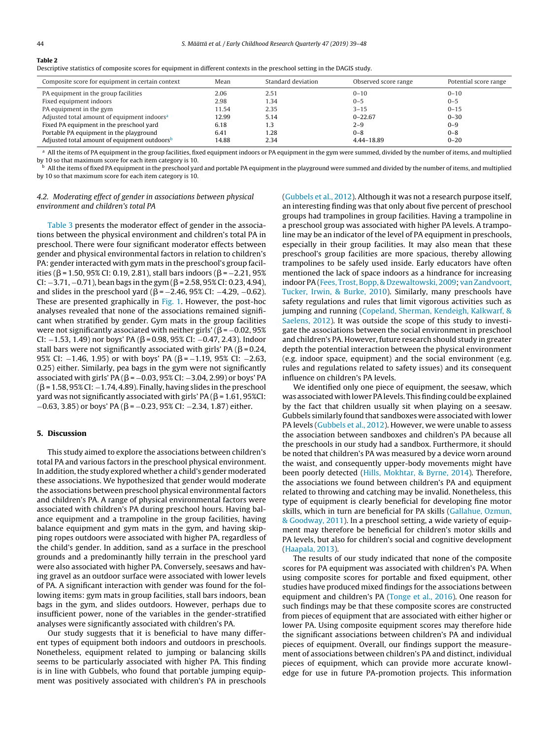**Table 2**
Descriptive statistics of composite scores for equipment in different contexts in the preschool setting in the DAGIS study.

| Composite score for equipment in certain context | Mean | Standard deviation | Observed score range | Potential score range |
|---|---|---|---|---|
| PA equipment in the group facilities | 2.06 | 2.51 | 0–10 | 0–10 |
| Fixed equipment indoors | 2.98 | 1.34 | 0–5 | 0–5 |
| PA equipment in the gym | 11.54 | 2.35 | 3–15 | 0–15 |
| Adjusted total amount of equipment indoors[a] | 12.99 | 5.14 | 0–22.67 | 0–30 |
| Fixed PA equipment in the preschool yard | 6.18 | 1.3 | 2–9 | 0–9 |
| Portable PA equipment in the playground | 6.41 | 1.28 | 0–8 | 0–8 |
| Adjusted total amount of equipment outdoors[b] | 14.88 | 2.34 | 4.44–18.89 | 0–20 |

[a] All the items of PA equipment in the group facilities, fixed equipment indoors or PA equipment in the gym were summed, divided by the number of items, and multiplied by 10 so that maximum score for each item category is 10.

[b] All the items of fixed PA equipment in the preschool yard and portable PA equipment in the playground were summed and divided by the number of items, and multiplied by 10 so that maximum score for each item category is 10.

### 4.2. Moderating effect of gender in associations between physical environment and children's total PA

Table 3 presents the moderator effect of gender in the associations between the physical environment and children's total PA in preschool. There were four significant moderator effects between gender and physical environmental factors in relation to children's PA: gender interacted with gym mats in the preschool's group facilities (β = 1.50, 95% CI: 0.19, 2.81), stall bars indoors (β = −2.21, 95% CI: −3.71, −0.71), bean bags in the gym (β = 2.58, 95% CI: 0.23, 4.94), and slides in the preschool yard (β = −2.46, 95% CI: −4.29, −0.62). These are presented graphically in Fig. 1. However, the post-hoc analyses revealed that none of the associations remained significant when stratified by gender. Gym mats in the group facilities were not significantly associated with neither girls' (β = −0.02, 95% CI: −1.53, 1.49) nor boys' PA (β = 0.98, 95% CI: −0.47, 2.43). Indoor stall bars were not significantly associated with girls' PA (β = 0.24, 95% CI: −1.46, 1.95) or with boys' PA (β = −1.19, 95% CI: −2.63, 0.25) either. Similarly, pea bags in the gym were not significantly associated with girls' PA (β = −0.03, 95% CI: −3.04, 2.99) or boys' PA (β = 1.58, 95% CI: −1.74, 4.89). Finally, having slides in the preschool yard was not significantly associated with girls' PA (β = 1.61, 95%CI: −0.63, 3.85) or boys' PA (β = −0.23, 95% CI: −2.34, 1.87) either.

## 5. Discussion

This study aimed to explore the associations between children's total PA and various factors in the preschool physical environment. In addition, the study explored whether a child's gender moderated these associations. We hypothesized that gender would moderate the associations between preschool physical environmental factors and children's PA. A range of physical environmental factors were associated with children's PA during preschool hours. Having balance equipment and a trampoline in the group facilities, having balance equipment and gym mats in the gym, and having skipping ropes outdoors were associated with higher PA, regardless of the child's gender. In addition, sand as a surface in the preschool grounds and a predominantly hilly terrain in the preschool yard were also associated with higher PA. Conversely, seesaws and having gravel as an outdoor surface were associated with lower levels of PA. A significant interaction with gender was found for the following items: gym mats in group facilities, stall bars indoors, bean bags in the gym, and slides outdoors. However, perhaps due to insufficient power, none of the variables in the gender-stratified analyses were significantly associated with children's PA.

Our study suggests that it is beneficial to have many different types of equipment both indoors and outdoors in preschools. Nonetheless, equipment related to jumping or balancing skills seems to be particularly associated with higher PA. This finding is in line with Gubbels, who found that portable jumping equipment was positively associated with children's PA in preschools (Gubbels et al., 2012). Although it was not a research purpose itself, an interesting finding was that only about five percent of preschool groups had trampolines in group facilities. Having a trampoline in a preschool group was associated with higher PA levels. A trampoline may be an indicator of the level of PA equipment in preschools, especially in their group facilities. It may also mean that these preschool's group facilities are more spacious, thereby allowing trampolines to be safely used inside. Early educators have often mentioned the lack of space indoors as a hindrance for increasing indoor PA (Fees, Trost, Bopp, & Dzewaltowski, 2009; van Zandvoort, Tucker, Irwin, & Burke, 2010). Similarly, many preschools have safety regulations and rules that limit vigorous activities such as jumping and running (Copeland, Sherman, Kendeigh, Kalkwarf, & Saelens, 2012). It was outside the scope of this study to investigate the associations between the social environment in preschool and children's PA. However, future research should study in greater depth the potential interaction between the physical environment (e.g. indoor space, equipment) and the social environment (e.g. rules and regulations related to safety issues) and its consequent influence on children's PA levels.

We identified only one piece of equipment, the seesaw, which was associated with lower PA levels. This finding could be explained by the fact that children usually sit when playing on a seesaw. Gubbels similarly found that sandboxes were associated with lower PA levels (Gubbels et al., 2012). However, we were unable to assess the association between sandboxes and children's PA because all the preschools in our study had a sandbox. Furthermore, it should be noted that children's PA was measured by a device worn around the waist, and consequently upper-body movements might have been poorly detected (Hills, Mokhtar, & Byrne, 2014). Therefore, the associations we found between children's PA and equipment related to throwing and catching may be invalid. Nonetheless, this type of equipment is clearly beneficial for developing fine motor skills, which in turn are beneficial for PA skills (Gallahue, Ozmun, & Goodway, 2011). In a preschool setting, a wide variety of equipment may therefore be beneficial for children's motor skills and PA levels, but also for children's social and cognitive development (Haapala, 2013).

The results of our study indicated that none of the composite scores for PA equipment was associated with children's PA. When using composite scores for portable and fixed equipment, other studies have produced mixed findings for the associations between equipment and children's PA (Tonge et al., 2016). One reason for such findings may be that these composite scores are constructed from pieces of equipment that are associated with either higher or lower PA. Using composite equipment scores may therefore hide the significant associations between children's PA and individual pieces of equipment. Overall, our findings support the measurement of associations between children's PA and distinct, individual pieces of equipment, which can provide more accurate knowledge for use in future PA-promotion projects. This information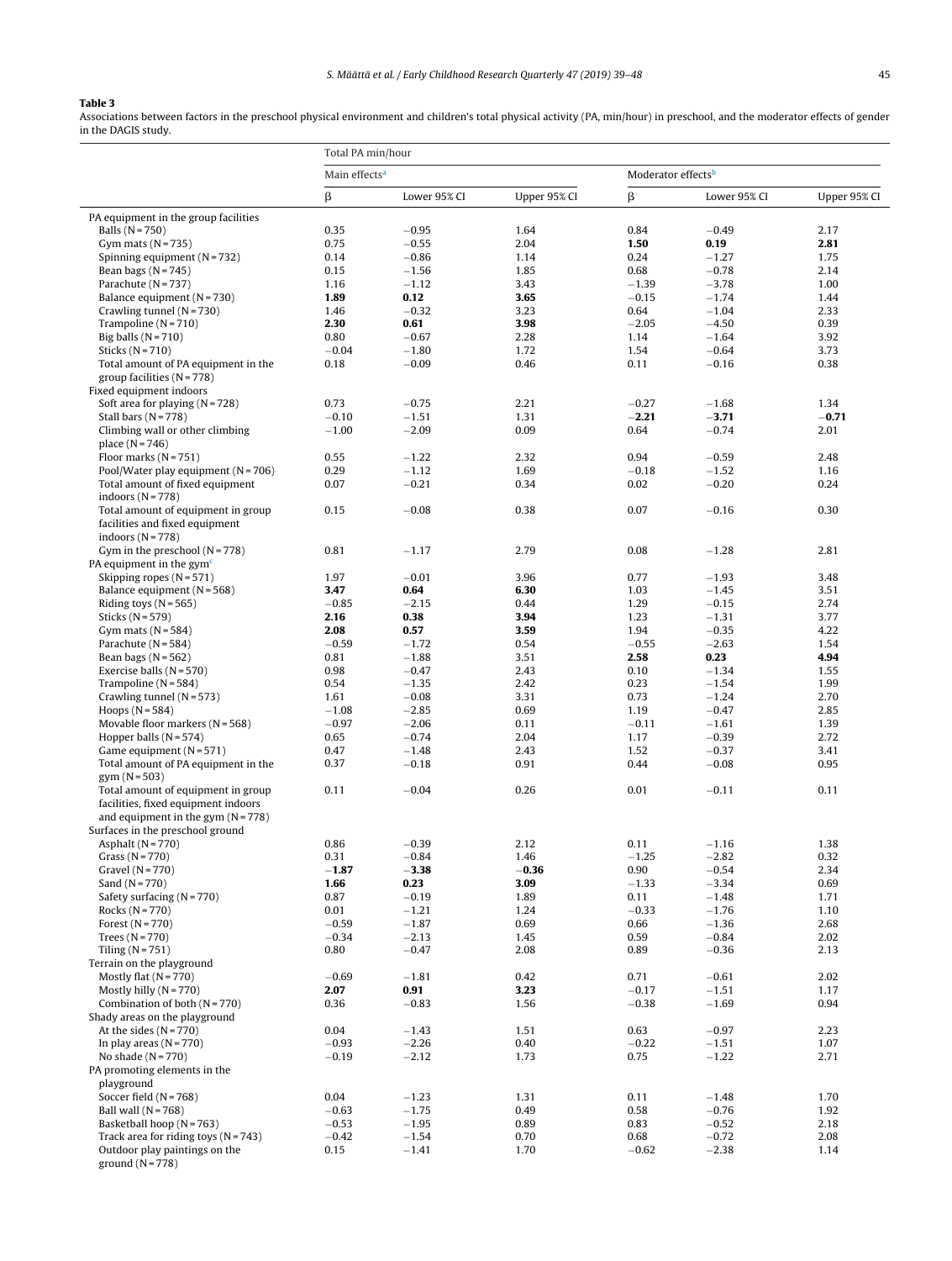**Table 3**

Associations between factors in the preschool physical environment and children's total physical activity (PA, min/hour) in preschool, and the moderator effects of gender in the DAGIS study.

| | Total PA min/hour | | | | | |
|---|---|---|---|---|---|---|
| | Main effects[a] | | | Moderator effects[b] | | |
| | β | Lower 95% CI | Upper 95% CI | β | Lower 95% CI | Upper 95% CI |
| PA equipment in the group facilities | | | | | | |
| Balls (N = 750) | 0.35 | −0.95 | 1.64 | 0.84 | −0.49 | 2.17 |
| Gym mats (N = 735) | 0.75 | −0.55 | 2.04 | **1.50** | **0.19** | **2.81** |
| Spinning equipment (N = 732) | 0.14 | −0.86 | 1.14 | 0.24 | −1.27 | 1.75 |
| Bean bags (N = 745) | 0.15 | −1.56 | 1.85 | 0.68 | −0.78 | 2.14 |
| Parachute (N = 737) | 1.16 | −1.12 | 3.43 | −1.39 | −3.78 | 1.00 |
| Balance equipment (N = 730) | **1.89** | **0.12** | **3.65** | −0.15 | −1.74 | 1.44 |
| Crawling tunnel (N = 730) | 1.46 | −0.32 | 3.23 | 0.64 | −1.04 | 2.33 |
| Trampoline (N = 710) | **2.30** | **0.61** | **3.98** | −2.05 | −4.50 | 0.39 |
| Big balls (N = 710) | 0.80 | −0.67 | 2.28 | 1.14 | −1.64 | 3.92 |
| Sticks (N = 710) | −0.04 | −1.80 | 1.72 | 1.54 | −0.64 | 3.73 |
| Total amount of PA equipment in the group facilities (N = 778) | 0.18 | −0.09 | 0.46 | 0.11 | −0.16 | 0.38 |
| Fixed equipment indoors | | | | | | |
| Soft area for playing (N = 728) | 0.73 | −0.75 | 2.21 | −0.27 | −1.68 | 1.34 |
| Stall bars (N = 778) | −0.10 | −1.51 | 1.31 | **−2.21** | **−3.71** | **−0.71** |
| Climbing wall or other climbing place (N = 746) | −1.00 | −2.09 | 0.09 | 0.64 | −0.74 | 2.01 |
| Floor marks (N = 751) | 0.55 | −1.22 | 2.32 | 0.94 | −0.59 | 2.48 |
| Pool/Water play equipment (N = 706) | 0.29 | −1.12 | 1.69 | −0.18 | −1.52 | 1.16 |
| Total amount of fixed equipment indoors (N = 778) | 0.07 | −0.21 | 0.34 | 0.02 | −0.20 | 0.24 |
| Total amount of equipment in group facilities and fixed equipment indoors (N = 778) | 0.15 | −0.08 | 0.38 | 0.07 | −0.16 | 0.30 |
| Gym in the preschool (N = 778) | 0.81 | −1.17 | 2.79 | 0.08 | −1.28 | 2.81 |
| PA equipment in the gym[c] | | | | | | |
| Skipping ropes (N = 571) | 1.97 | −0.01 | 3.96 | 0.77 | −1.93 | 3.48 |
| Balance equipment (N = 568) | **3.47** | **0.64** | **6.30** | 1.03 | −1.45 | 3.51 |
| Riding toys (N = 565) | −0.85 | −2.15 | 0.44 | 1.29 | −0.15 | 2.74 |
| Sticks (N = 579) | **2.16** | **0.38** | **3.94** | 1.23 | −1.31 | 3.77 |
| Gym mats (N = 584) | **2.08** | **0.57** | **3.59** | 1.94 | −0.35 | 4.22 |
| Parachute (N = 584) | −0.59 | −1.72 | 0.54 | −0.55 | −2.63 | 1.54 |
| Bean bags (N = 562) | 0.81 | −1.88 | 3.51 | **2.58** | **0.23** | **4.94** |
| Exercise balls (N = 570) | 0.98 | −0.47 | 2.43 | 0.10 | −1.34 | 1.55 |
| Trampoline (N = 584) | 0.54 | −1.35 | 2.42 | 0.23 | −1.54 | 1.99 |
| Crawling tunnel (N = 573) | 1.61 | −0.08 | 3.31 | 0.73 | −1.24 | 2.70 |
| Hoops (N = 584) | −1.08 | −2.85 | 0.69 | 1.19 | −0.47 | 2.85 |
| Movable floor markers (N = 568) | −0.97 | −2.06 | 0.11 | −0.11 | −1.61 | 1.39 |
| Hopper balls (N = 574) | 0.65 | −0.74 | 2.04 | 1.17 | −0.39 | 2.72 |
| Game equipment (N = 571) | 0.47 | −1.48 | 2.43 | 1.52 | −0.37 | 3.41 |
| Total amount of PA equipment in the gym (N = 503) | 0.37 | −0.18 | 0.91 | 0.44 | −0.08 | 0.95 |
| Total amount of equipment in group facilities, fixed equipment indoors and equipment in the gym (N = 778) | 0.11 | −0.04 | 0.26 | 0.01 | −0.11 | 0.11 |
| Surfaces in the preschool ground | | | | | | |
| Asphalt (N = 770) | 0.86 | −0.39 | 2.12 | 0.11 | −1.16 | 1.38 |
| Grass (N = 770) | 0.31 | −0.84 | 1.46 | −1.25 | −2.82 | 0.32 |
| Gravel (N = 770) | **−1.87** | **−3.38** | **−0.36** | 0.90 | −0.54 | 2.34 |
| Sand (N = 770) | **1.66** | **0.23** | **3.09** | −1.33 | −3.34 | 0.69 |
| Safety surfacing (N = 770) | 0.87 | −0.19 | 1.89 | 0.11 | −1.48 | 1.71 |
| Rocks (N = 770) | 0.01 | −1.21 | 1.24 | −0.33 | −1.76 | 1.10 |
| Forest (N = 770) | −0.59 | −1.87 | 0.69 | 0.66 | −1.36 | 2.68 |
| Trees (N = 770) | −0.34 | −2.13 | 1.45 | 0.59 | −0.84 | 2.02 |
| Tiling (N = 751) | 0.80 | −0.47 | 2.08 | 0.89 | −0.36 | 2.13 |
| Terrain on the playground | | | | | | |
| Mostly flat (N = 770) | −0.69 | −1.81 | 0.42 | 0.71 | −0.61 | 2.02 |
| Mostly hilly (N = 770) | **2.07** | **0.91** | **3.23** | −0.17 | −1.51 | 1.17 |
| Combination of both (N = 770) | 0.36 | −0.83 | 1.56 | −0.38 | −1.69 | 0.94 |
| Shady areas on the playground | | | | | | |
| At the sides (N = 770) | 0.04 | −1.43 | 1.51 | 0.63 | −0.97 | 2.23 |
| In play areas (N = 770) | −0.93 | −2.26 | 0.40 | −0.22 | −1.51 | 1.07 |
| No shade (N = 770) | −0.19 | −2.12 | 1.73 | 0.75 | −1.22 | 2.71 |
| PA promoting elements in the playground | | | | | | |
| Soccer field (N = 768) | 0.04 | −1.23 | 1.31 | 0.11 | −1.48 | 1.70 |
| Ball wall (N = 768) | −0.63 | −1.75 | 0.49 | 0.58 | −0.76 | 1.92 |
| Basketball hoop (N = 763) | −0.53 | −1.95 | 0.89 | 0.83 | −0.52 | 2.18 |
| Track area for riding toys (N = 743) | −0.42 | −1.54 | 0.70 | 0.68 | −0.72 | 2.08 |
| Outdoor play paintings on the ground (N = 778) | 0.15 | −1.41 | 1.70 | −0.62 | −2.38 | 1.14 |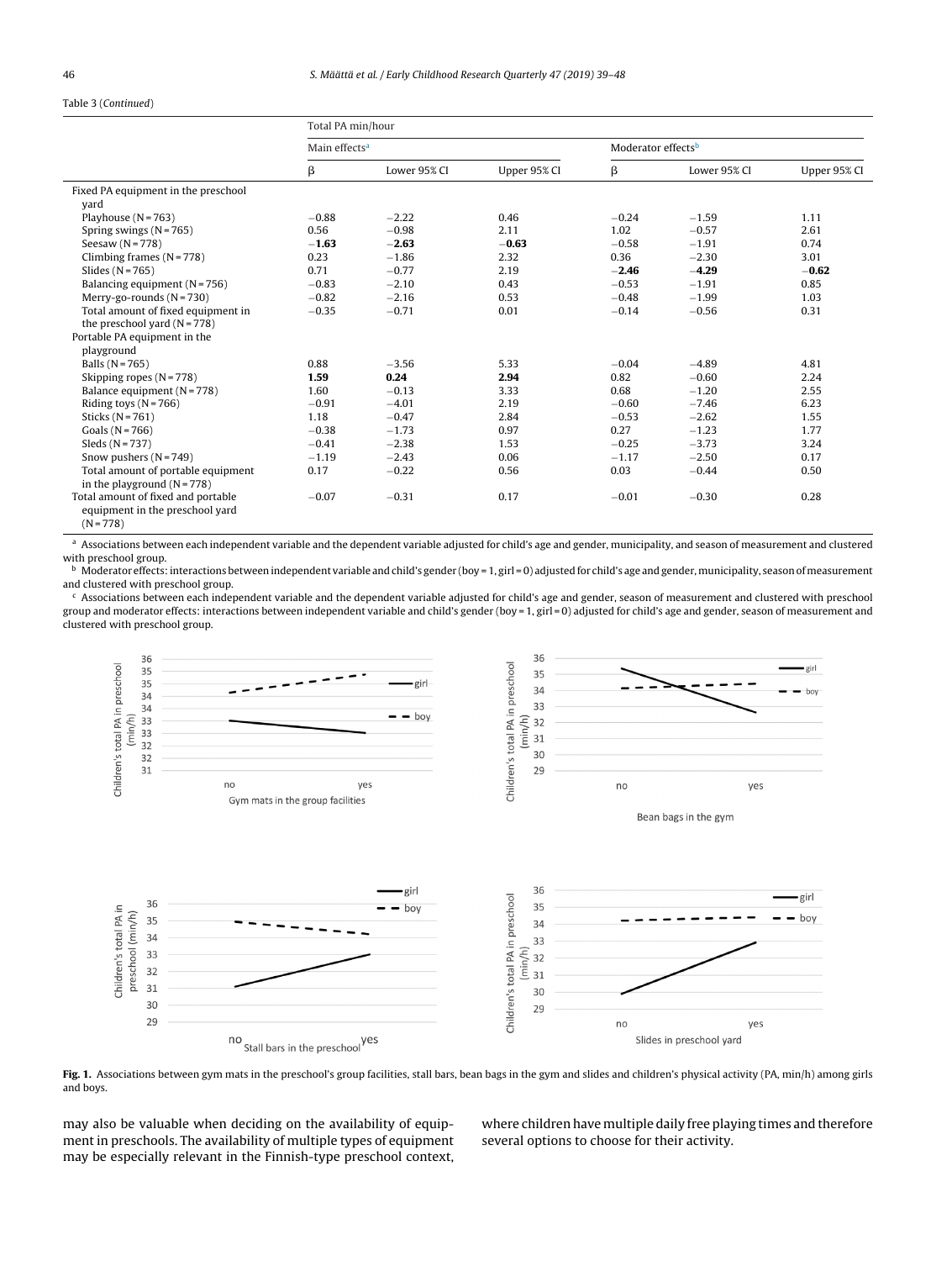Table 3 (*Continued*)

| | Total PA min/hour | | | | | |
|---|---|---|---|---|---|---|
| | Main effects[a] | | | Moderator effects[b] | | |
| | β | Lower 95% CI | Upper 95% CI | β | Lower 95% CI | Upper 95% CI |
| Fixed PA equipment in the preschool yard | | | | | | |
| Playhouse (N = 763) | −0.88 | −2.22 | 0.46 | −0.24 | −1.59 | 1.11 |
| Spring swings (N = 765) | 0.56 | −0.98 | 2.11 | 1.02 | −0.57 | 2.61 |
| Seesaw (N = 778) | **−1.63** | **−2.63** | **−0.63** | −0.58 | −1.91 | 0.74 |
| Climbing frames (N = 778) | 0.23 | −1.86 | 2.32 | 0.36 | −2.30 | 3.01 |
| Slides (N = 765) | 0.71 | −0.77 | 2.19 | **−2.46** | **−4.29** | **−0.62** |
| Balancing equipment (N = 756) | −0.83 | −2.10 | 0.43 | −0.53 | −1.91 | 0.85 |
| Merry-go-rounds (N = 730) | −0.82 | −2.16 | 0.53 | −0.48 | −1.99 | 1.03 |
| Total amount of fixed equipment in the preschool yard (N = 778) | −0.35 | −0.71 | 0.01 | −0.14 | −0.56 | 0.31 |
| Portable PA equipment in the playground | | | | | | |
| Balls (N = 765) | 0.88 | −3.56 | 5.33 | −0.04 | −4.89 | 4.81 |
| Skipping ropes (N = 778) | **1.59** | **0.24** | **2.94** | 0.82 | −0.60 | 2.24 |
| Balance equipment (N = 778) | 1.60 | −0.13 | 3.33 | 0.68 | −1.20 | 2.55 |
| Riding toys (N = 766) | −0.91 | −4.01 | 2.19 | −0.60 | −7.46 | 6.23 |
| Sticks (N = 761) | 1.18 | −0.47 | 2.84 | −0.53 | −2.62 | 1.55 |
| Goals (N = 766) | −0.38 | −1.73 | 0.97 | 0.27 | −1.23 | 1.77 |
| Sleds (N = 737) | −0.41 | −2.38 | 1.53 | −0.25 | −3.73 | 3.24 |
| Snow pushers (N = 749) | −1.19 | −2.43 | 0.06 | −1.17 | −2.50 | 0.17 |
| Total amount of portable equipment in the playground (N = 778) | 0.17 | −0.22 | 0.56 | 0.03 | −0.44 | 0.50 |
| Total amount of fixed and portable equipment in the preschool yard (N = 778) | −0.07 | −0.31 | 0.17 | −0.01 | −0.30 | 0.28 |

[a] Associations between each independent variable and the dependent variable adjusted for child's age and gender, municipality, and season of measurement and clustered with preschool group.
[b] Moderator effects: interactions between independent variable and child's gender (boy = 1, girl = 0) adjusted for child's age and gender, municipality, season of measurement and clustered with preschool group.
[c] Associations between each independent variable and the dependent variable adjusted for child's age and gender, season of measurement and clustered with preschool group and moderator effects: interactions between independent variable and child's gender (boy = 1, girl = 0) adjusted for child's age and gender, season of measurement and clustered with preschool group.

**Fig. 1.** Associations between gym mats in the preschool's group facilities, stall bars, bean bags in the gym and slides and children's physical activity (PA, min/h) among girls and boys.

may also be valuable when deciding on the availability of equipment in preschools. The availability of multiple types of equipment may be especially relevant in the Finnish-type preschool context, where children have multiple daily free playing times and therefore several options to choose for their activity.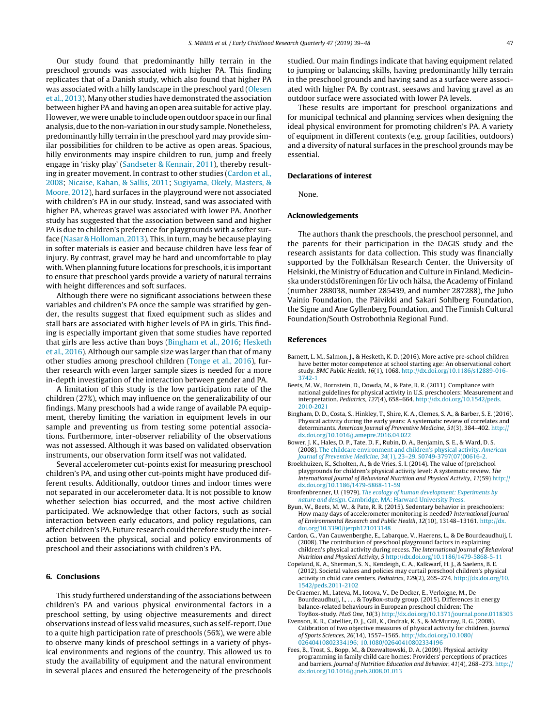Our study found that predominantly hilly terrain in the preschool grounds was associated with higher PA. This finding replicates that of a Danish study, which also found that higher PA was associated with a hilly landscape in the preschool yard (Olesen et al., 2013). Many other studies have demonstrated the association between higher PA and having an open area suitable for active play. However, we were unable to include open outdoor space in our final analysis, due to the non-variation in our study sample. Nonetheless, predominantly hilly terrain in the preschool yard may provide similar possibilities for children to be active as open areas. Spacious, hilly environments may inspire children to run, jump and freely engage in 'risky play' (Sandseter & Kennair, 2011), thereby resulting in greater movement. In contrast to other studies (Cardon et al., 2008; Nicaise, Kahan, & Sallis, 2011; Sugiyama, Okely, Masters, & Moore, 2012), hard surfaces in the playground were not associated with children's PA in our study. Instead, sand was associated with higher PA, whereas gravel was associated with lower PA. Another study has suggested that the association between sand and higher PA is due to children's preference for playgrounds with a softer surface (Nasar & Holloman, 2013). This, in turn, may be because playing in softer materials is easier and because children have less fear of injury. By contrast, gravel may be hard and uncomfortable to play with. When planning future locations for preschools, it is important to ensure that preschool yards provide a variety of natural terrains with height differences and soft surfaces.

Although there were no significant associations between these variables and children's PA once the sample was stratified by gender, the results suggest that fixed equipment such as slides and stall bars are associated with higher levels of PA in girls. This finding is especially important given that some studies have reported that girls are less active than boys (Bingham et al., 2016; Hesketh et al., 2016). Although our sample size was larger than that of many other studies among preschool children (Tonge et al., 2016), further research with even larger sample sizes is needed for a more in-depth investigation of the interaction between gender and PA.

A limitation of this study is the low participation rate of the children (27%), which may influence on the generalizability of our findings. Many preschools had a wide range of available PA equipment, thereby limiting the variation in equipment levels in our sample and preventing us from testing some potential associations. Furthermore, inter-observer reliability of the observations was not assessed. Although it was based on validated observation instruments, our observation form itself was not validated.

Several accelerometer cut-points exist for measuring preschool children's PA, and using other cut-points might have produced different results. Additionally, outdoor times and indoor times were not separated in our accelerometer data. It is not possible to know whether selection bias occurred, and the most active children participated. We acknowledge that other factors, such as social interaction between early educators, and policy regulations, can affect children's PA. Future research could therefore study the interaction between the physical, social and policy environments of preschool and their associations with children's PA.

## 6. Conclusions

This study furthered understanding of the associations between children's PA and various physical environmental factors in a preschool setting, by using objective measurements and direct observations instead of less valid measures, such as self-report. Due to a quite high participation rate of preschools (56%), we were able to observe many kinds of preschool settings in a variety of physical environments and regions of the country. This allowed us to study the availability of equipment and the natural environment in several places and ensured the heterogeneity of the preschools studied. Our main findings indicate that having equipment related to jumping or balancing skills, having predominantly hilly terrain in the preschool grounds and having sand as a surface were associated with higher PA. By contrast, seesaws and having gravel as an outdoor surface were associated with lower PA levels.

These results are important for preschool organizations and for municipal technical and planning services when designing the ideal physical environment for promoting children's PA. A variety of equipment in different contexts (e.g. group facilities, outdoors) and a diversity of natural surfaces in the preschool grounds may be essential.

## Declarations of interest

None.

## Acknowledgements

The authors thank the preschools, the preschool personnel, and the parents for their participation in the DAGIS study and the research assistants for data collection. This study was financially supported by the Folkhälsan Research Center, the University of Helsinki, the Ministry of Education and Culture in Finland, Medicinska understödsföreningen för Liv och hälsa, the Academy of Finland (number 288038, number 285439, and number 287288), the Juho Vainio Foundation, the Päivikki and Sakari Sohlberg Foundation, the Signe and Ane Gyllenberg Foundation, and The Finnish Cultural Foundation/South Ostrobothnia Regional Fund.

## References

Barnett, L. M., Salmon, J., & Hesketh, K. D. (2016). More active pre-school children have better motor competence at school starting age: An observational cohort study. *BMC Public Health*, *16*(1), 1068. http://dx.doi.org/10.1186/s12889-016-3742-1

Beets, M. W., Bornstein, D., Dowda, M., & Pate, R. R. (2011). Compliance with national guidelines for physical activity in U.S. preschoolers: Measurement and interpretation. *Pediatrics*, *127*(4), 658–664. http://dx.doi.org/10.1542/peds.2010-2021

Bingham, D. D., Costa, S., Hinkley, T., Shire, K. A., Clemes, S. A., & Barber, S. E. (2016). Physical activity during the early years: A systematic review of correlates and determinants. *American Journal of Preventive Medicine*, *51*(3), 384–402. http://dx.doi.org/10.1016/j.amepre.2016.04.022

Bower, J. K., Hales, D. P., Tate, D. F., Rubin, D. A., Benjamin, S. E., & Ward, D. S. (2008). The childcare environment and children's physical activity. *American Journal of Preventive Medicine*, *34*(1), 23–29. S0749-3797(07)00616-2.

Broekhuizen, K., Scholten, A., & de Vries, S. I. (2014). The value of (pre)school playgrounds for children's physical activity level: A systematic review. *The International Journal of Behavioral Nutrition and Physical Activity*, *11*(59) http://dx.doi.org/10.1186/1479-5868-11-59

Bronfenbrenner, U. (1979). *The ecology of human development: Experiments by nature and design*. Cambridge, MA: Harward University Press.

Byun, W., Beets, M. W., & Pate, R. R. (2015). Sedentary behavior in preschoolers: How many days of accelerometer monitoring is needed? *International Journal of Environmental Research and Public Health*, *12*(10), 13148–13161. http://dx.doi.org/10.3390/ijerph121013148

Cardon, G., Van Cauwenberghe, E., Labarque, V., Haerens, L., & De Bourdeaudhuij, I. (2008). The contribution of preschool playground factors in explaining children's physical activity during recess. *The International Journal of Behavioral Nutrition and Physical Activity*, *5* http://dx.doi.org/10.1186/1479-5868-5-11

Copeland, K. A., Sherman, S. N., Kendeigh, C. A., Kalkwarf, H. J., & Saelens, B. E. (2012). Societal values and policies may curtail preschool children's physical activity in child care centers. *Pediatrics*, *129*(2), 265–274. http://dx.doi.org/10.1542/peds.2011-2102

De Craemer, M., Lateva, M., Iotova, V., De Decker, E., Verloigne, M., De Bourdeaudhuij, I., . . . & ToyBox-study group. (2015). Differences in energy balance-related behaviours in European preschool children: The ToyBox-study. *PLoS One*, *10*(3) http://dx.doi.org/10.1371/journal.pone.0118303

Evenson, K. R., Catellier, D. J., Gill, K., Ondrak, K. S., & McMurray, R. G. (2008). Calibration of two objective measures of physical activity for children. *Journal of Sports Sciences*, *26*(14), 1557–1565. http://dx.doi.org/10.1080/02640410802334196; 10.1080/02640410802334196

Fees, B., Trost, S., Bopp, M., & Dzewaltowski, D. A. (2009). Physical activity programming in family child care homes: Providers' perceptions of practices and barriers. *Journal of Nutrition Education and Behavior*, *41*(4), 268–273. http://dx.doi.org/10.1016/j.jneb.2008.01.013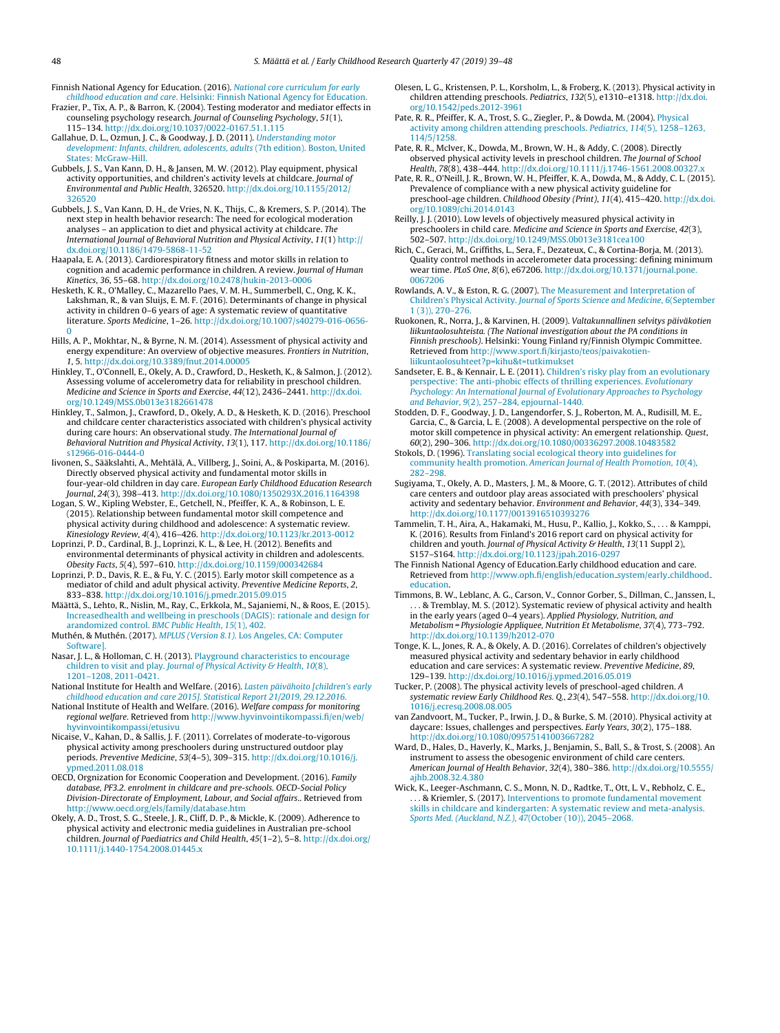Finnish National Agency for Education. (2016). *National core curriculum for early childhood education and care*. Helsinki: Finnish National Agency for Education.

Frazier, P., Tix, A. P., & Barron, K. (2004). Testing moderator and mediator effects in counseling psychology research. *Journal of Counseling Psychology*, *51*(1), 115–134. http://dx.doi.org/10.1037/0022-0167.51.1.115

Gallahue, D. L., Ozmun, J. C., & Goodway, J. D. (2011). *Understanding motor development: Infants, children, adolescents, adults* (7th edition). Boston, United States: McGraw-Hill.

Gubbels, J. S., Van Kann, D. H., & Jansen, M. W. (2012). Play equipment, physical activity opportunities, and children's activity levels at childcare. *Journal of Environmental and Public Health*, 326520. http://dx.doi.org/10.1155/2012/326520

Gubbels, J. S., Van Kann, D. H., de Vries, N. K., Thijs, C., & Kremers, S. P. (2014). The next step in health behavior research: The need for ecological moderation analyses – an application to diet and physical activity at childcare. *The International Journal of Behavioral Nutrition and Physical Activity*, *11*(1) http://dx.doi.org/10.1186/1479-5868-11-52

Haapala, E. A. (2013). Cardiorespiratory fitness and motor skills in relation to cognition and academic performance in children. A review. *Journal of Human Kinetics*, *36*, 55–68. http://dx.doi.org/10.2478/hukin-2013-0006

Hesketh, K. R., O'Malley, C., Mazarello Paes, V. M. H., Summerbell, C., Ong, K. K., Lakshman, R., & van Sluijs, E. M. F. (2016). Determinants of change in physical activity in children 0–6 years of age: A systematic review of quantitative literature. *Sports Medicine*, 1–26. http://dx.doi.org/10.1007/s40279-016-0656-0

Hills, A. P., Mokhtar, N., & Byrne, N. M. (2014). Assessment of physical activity and energy expenditure: An overview of objective measures. *Frontiers in Nutrition*, *1*, 5. http://dx.doi.org/10.3389/fnut.2014.00005

Hinkley, T., O'Connell, E., Okely, A. D., Crawford, D., Hesketh, K., & Salmon, J. (2012). Assessing volume of accelerometry data for reliability in preschool children. *Medicine and Science in Sports and Exercise*, *44*(12), 2436–2441. http://dx.doi.org/10.1249/MSS.0b013e3182661478

Hinkley, T., Salmon, J., Crawford, D., Okely, A. D., & Hesketh, K. D. (2016). Preschool and childcare center characteristics associated with children's physical activity during care hours: An observational study. *The International Journal of Behavioral Nutrition and Physical Activity*, *13*(1), 117. http://dx.doi.org/10.1186/s12966-016-0444-0

Iivonen, S., Sääkslahti, A., Mehtälä, A., Villberg, J., Soini, A., & Poskiparta, M. (2016). Directly observed physical activity and fundamental motor skills in four-year-old children in day care. *European Early Childhood Education Research Journal*, *24*(3), 398–413. http://dx.doi.org/10.1080/1350293X.2016.1164398

Logan, S. W., Kipling Webster, E., Getchell, N., Pfeiffer, K. A., & Robinson, L. E. (2015). Relationship between fundamental motor skill competence and physical activity during childhood and adolescence: A systematic review. *Kinesiology Review*, *4*(4), 416–426. http://dx.doi.org/10.1123/kr.2013-0012

Loprinzi, P. D., Cardinal, B. J., Loprinzi, K. L., & Lee, H. (2012). Benefits and environmental determinants of physical activity in children and adolescents. *Obesity Facts*, *5*(4), 597–610. http://dx.doi.org/10.1159/000342684

Loprinzi, P. D., Davis, R. E., & Fu, Y. C. (2015). Early motor skill competence as a mediator of child and adult physical activity. *Preventive Medicine Reports*, *2*, 833–838. http://dx.doi.org/10.1016/j.pmedr.2015.09.015

Määttä, S., Lehto, R., Nislin, M., Ray, C., Erkkola, M., Sajaniemi, N., & Roos, E. (2015). Increasedhealth and wellbeing in preschools (DAGIS): rationale and design for arandomized control. *BMC Public Health*, *15*(1), 402.

Muthén, & Muthén. (2017). *MPLUS (Version 8.1)*. Los Angeles, CA: Computer Software].

Nasar, J. L., & Holloman, C. H. (2013). Playground characteristics to encourage children to visit and play. *Journal of Physical Activity & Health*, *10*(8), 1201–1208, 2011-0421.

National Institute for Health and Welfare. (2016). *Lasten päivähoito [children's early childhood education and care 2015]. Statistical Report 21/2019, 29.12.2016.*

National Institute of Health and Welfare. (2016). *Welfare compass for monitoring regional welfare*. Retrieved from http://www.hyvinvointikompassi.fi/en/web/hyvinvointikompassi/etusivu

Nicaise, V., Kahan, D., & Sallis, J. F. (2011). Correlates of moderate-to-vigorous physical activity among preschoolers during unstructured outdoor play periods. *Preventive Medicine*, *53*(4–5), 309–315. http://dx.doi.org/10.1016/j.ypmed.2011.08.018

OECD, Orgnization for Economic Cooperation and Development. (2016). *Family database, PF3.2. enrolment in childcare and pre-schools. OECD-Social Policy Division-Directorate of Employment, Labour, and Social affairs.*. Retrieved from http://www.oecd.org/els/family/database.htm

Okely, A. D., Trost, S. G., Steele, J. R., Cliff, D. P., & Mickle, K. (2009). Adherence to physical activity and electronic media guidelines in Australian pre-school children. *Journal of Paediatrics and Child Health*, *45*(1–2), 5–8. http://dx.doi.org/10.1111/j.1440-1754.2008.01445.x

Olesen, L. G., Kristensen, P. L., Korsholm, L., & Froberg, K. (2013). Physical activity in children attending preschools. *Pediatrics*, *132*(5), e1310–e1318. http://dx.doi.org/10.1542/peds.2012-3961

Pate, R. R., Pfeiffer, K. A., Trost, S. G., Ziegler, P., & Dowda, M. (2004). Physical activity among children attending preschools. *Pediatrics*, *114*(5), 1258–1263, 114/5/1258.

Pate, R. R., McIver, K., Dowda, M., Brown, W. H., & Addy, C. (2008). Directly observed physical activity levels in preschool children. *The Journal of School Health*, *78*(8), 438–444. http://dx.doi.org/10.1111/j.1746-1561.2008.00327.x

Pate, R. R., O'Neill, J. R., Brown, W. H., Pfeiffer, K. A., Dowda, M., & Addy, C. L. (2015). Prevalence of compliance with a new physical activity guideline for preschool-age children. *Childhood Obesity (Print)*, *11*(4), 415–420. http://dx.doi.org/10.1089/chi.2014.0143

Reilly, J. J. (2010). Low levels of objectively measured physical activity in preschoolers in child care. *Medicine and Science in Sports and Exercise*, *42*(3), 502–507. http://dx.doi.org/10.1249/MSS.0b013e3181cea100

Rich, C., Geraci, M., Griffiths, L., Sera, F., Dezateux, C., & Cortina-Borja, M. (2013). Quality control methods in accelerometer data processing: defining minimum wear time. *PLoS One*, *8*(6), e67206. http://dx.doi.org/10.1371/journal.pone.0067206

Rowlands, A. V., & Eston, R. G. (2007). The Measurement and Interpretation of Children's Physical Activity. *Journal of Sports Science and Medicine*, *6*(September 1 (3)), 270–276.

Ruokonen, R., Norra, J., & Karvinen, H. (2009). *Valtakunnallinen selvitys päiväkotien liikuntaolosuhteista. (The National investigation about the PA conditions in Finnish preschools)*. Helsinki: Young Finland ry/Finnish Olympic Committee. Retrieved from http://www.sport.fi/kirjasto/teos/paivakotien-liikuntaolosuhteet?p=kihu&t=tutkimukset

Sandseter, E. B., & Kennair, L. E. (2011). Children's risky play from an evolutionary perspective: The anti-phobic effects of thrilling experiences. *Evolutionary Psychology: An International Journal of Evolutionary Approaches to Psychology and Behavior*, *9*(2), 257–284, epjournal-1440.

Stodden, D. F., Goodway, J. D., Langendorfer, S. J., Roberton, M. A., Rudisill, M. E., Garcia, C., & Garcia, L. E. (2008). A developmental perspective on the role of motor skill competence in physical activity: An emergent relationship. *Quest*, *60*(2), 290–306. http://dx.doi.org/10.1080/00336297.2008.10483582

Stokols, D. (1996). Translating social ecological theory into guidelines for community health promotion. *American Journal of Health Promotion*, *10*(4), 282–298.

Sugiyama, T., Okely, A. D., Masters, J. M., & Moore, G. T. (2012). Attributes of child care centers and outdoor play areas associated with preschoolers' physical activity and sedentary behavior. *Environment and Behavior*, *44*(3), 334–349. http://dx.doi.org/10.1177/0013916510393276

Tammelin, T. H., Aira, A., Hakamaki, M., Husu, P., Kallio, J., Kokko, S., . . . & Kamppi, K. (2016). Results from Finland's 2016 report card on physical activity for children and youth. *Journal of Physical Activity & Health*, *13*(11 Suppl 2), S157–S164. http://dx.doi.org/10.1123/jpah.2016-0297

The Finnish National Agency of Education.Early childhood education and care. Retrieved from http://www.oph.fi/english/education_system/early_childhood_education.

Timmons, B. W., Leblanc, A. G., Carson, V., Connor Gorber, S., Dillman, C., Janssen, I., . . . & Tremblay, M. S. (2012). Systematic review of physical activity and health in the early years (aged 0–4 years). *Applied Physiology, Nutrition, and Metabolism = Physiologie Appliquee, Nutrition Et Metabolisme*, *37*(4), 773–792. http://dx.doi.org/10.1139/h2012-070

Tonge, K. L., Jones, R. A., & Okely, A. D. (2016). Correlates of children's objectively measured physical activity and sedentary behavior in early childhood education and care services: A systematic review. *Preventive Medicine*, *89*, 129–139. http://dx.doi.org/10.1016/j.ypmed.2016.05.019

Tucker, P. (2008). The physical activity levels of preschool-aged children. *A systematic review Early Childhood Res. Q.*, *23*(4), 547–558. http://dx.doi.org/10.1016/j.ecresq.2008.08.005

van Zandvoort, M., Tucker, P., Irwin, J. D., & Burke, S. M. (2010). Physical activity at daycare: Issues, challenges and perspectives. *Early Years*, *30*(2), 175–188. http://dx.doi.org/10.1080/09575141003667282

Ward, D., Hales, D., Haverly, K., Marks, J., Benjamin, S., Ball, S., & Trost, S. (2008). An instrument to assess the obesogenic environment of child care centers. *American Journal of Health Behavior*, *32*(4), 380–386. http://dx.doi.org/10.5555/ajhb.2008.32.4.380

Wick, K., Leeger-Aschmann, C. S., Monn, N. D., Radtke, T., Ott, L. V., Rebholz, C. E., . . . & Kriemler, S. (2017). Interventions to promote fundamental movement skills in childcare and kindergarten: A systematic review and meta-analysis. *Sports Med. (Auckland, N.Z.)*, *47*(October (10)), 2045–2068.